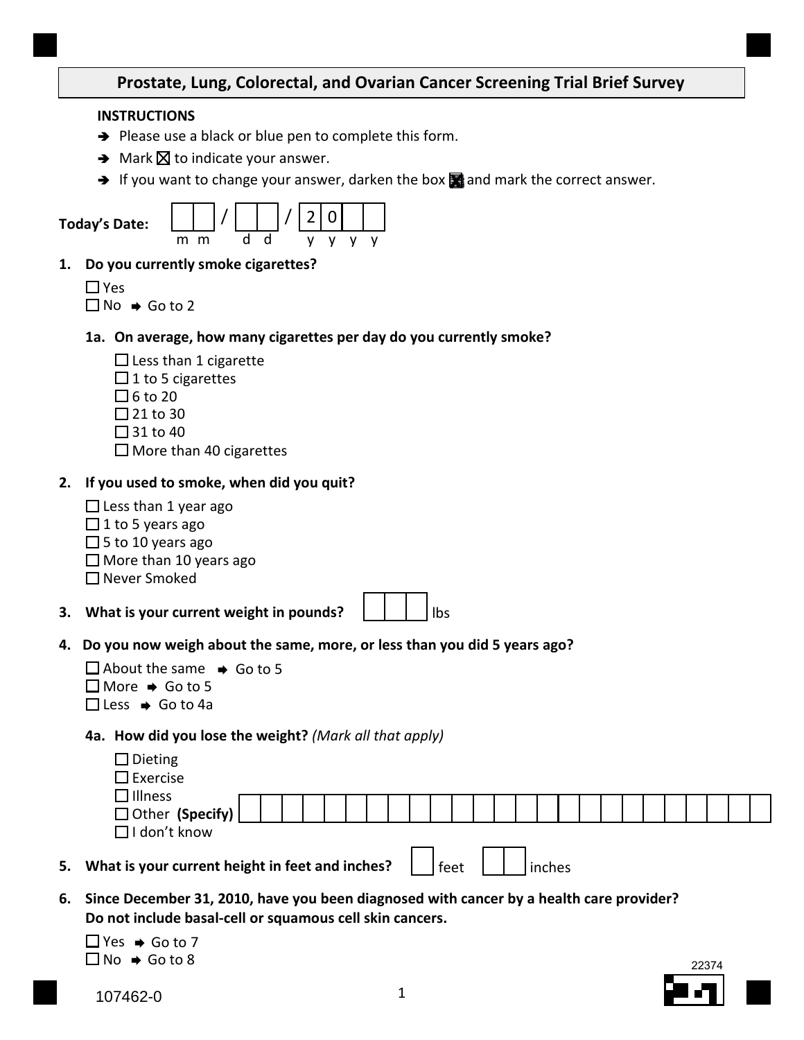# Prostate, Lung, Colorectal, and Ovarian Cancer Screening Trial Brief Survey

**INSTRUCTIONS**

- ➔ Please use a black or blue pen to complete this form.
- ➔ Mark ☒ to indicate your answer.
- ➔ If you want to change your answer, darken the box ■ and mark the correct answer.

**Today's Date:** ☐☐ / ☐☐ / 2 0 ☐☐
m m &nbsp; d d &nbsp; y y y y

**1. Do you currently smoke cigarettes?**

☐ Yes
☐ No ➔ Go to 2

**1a. On average, how many cigarettes per day do you currently smoke?**

☐ Less than 1 cigarette
☐ 1 to 5 cigarettes
☐ 6 to 20
☐ 21 to 30
☐ 31 to 40
☐ More than 40 cigarettes

**2. If you used to smoke, when did you quit?**

☐ Less than 1 year ago
☐ 1 to 5 years ago
☐ 5 to 10 years ago
☐ More than 10 years ago
☐ Never Smoked

**3. What is your current weight in pounds?** ☐☐☐ lbs

**4. Do you now weigh about the same, more, or less than you did 5 years ago?**

☐ About the same ➔ Go to 5
☐ More ➔ Go to 5
☐ Less ➔ Go to 4a

**4a. How did you lose the weight?** *(Mark all that apply)*

☐ Dieting
☐ Exercise
☐ Illness
☐ Other **(Specify)** ______________________________
☐ I don't know

**5. What is your current height in feet and inches?** ☐ feet ☐☐ inches

**6. Since December 31, 2010, have you been diagnosed with cancer by a health care provider? Do not include basal-cell or squamous cell skin cancers.**

☐ Yes ➔ Go to 7
☐ No ➔ Go to 8

22374

107462-0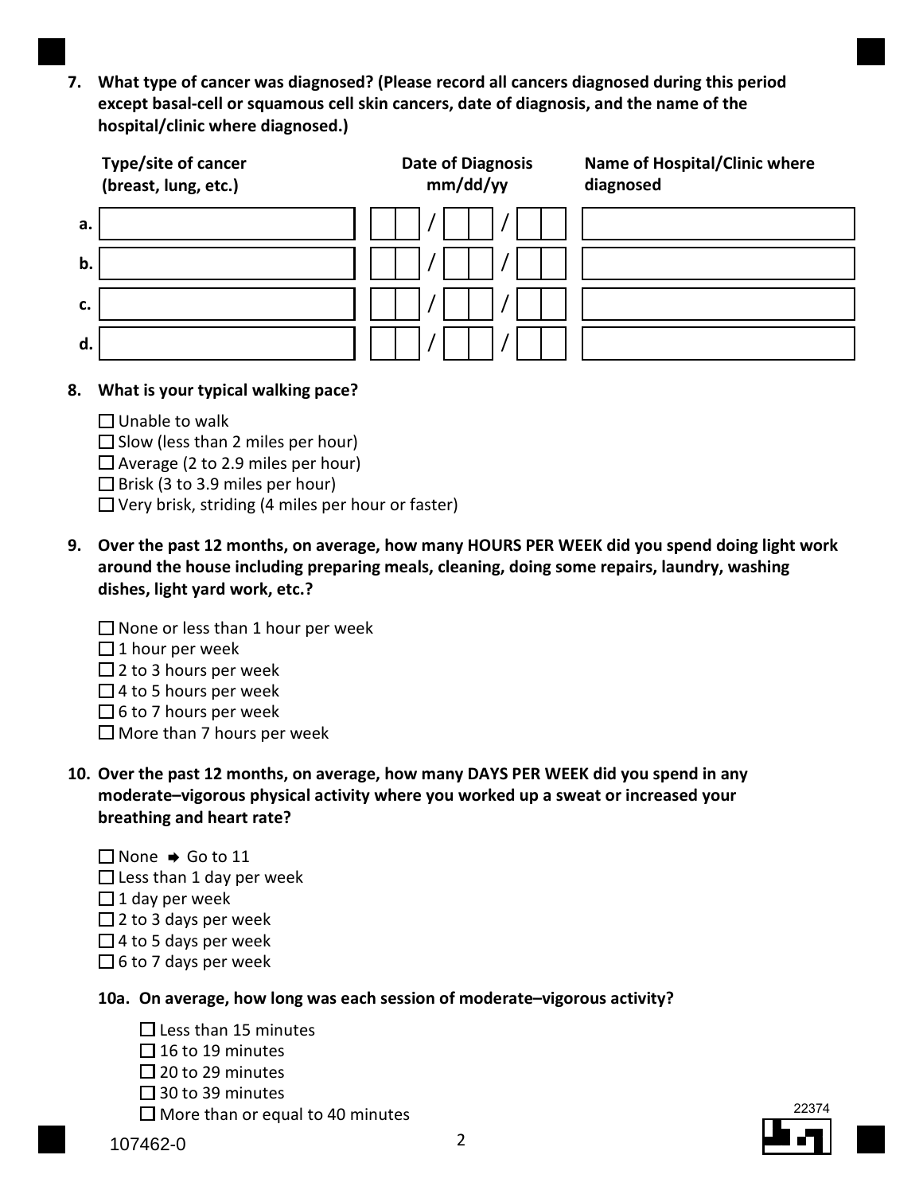**7. What type of cancer was diagnosed? (Please record all cancers diagnosed during this period except basal-cell or squamous cell skin cancers, date of diagnosis, and the name of the hospital/clinic where diagnosed.)**

| | Type/site of cancer (breast, lung, etc.) | Date of Diagnosis mm/dd/yy | Name of Hospital/Clinic where diagnosed |
|---|---|---|---|
| a. | | / / | |
| b. | | / / | |
| c. | | / / | |
| d. | | / / | |

**8. What is your typical walking pace?**

- ☐ Unable to walk
- ☐ Slow (less than 2 miles per hour)
- ☐ Average (2 to 2.9 miles per hour)
- ☐ Brisk (3 to 3.9 miles per hour)
- ☐ Very brisk, striding (4 miles per hour or faster)

**9. Over the past 12 months, on average, how many HOURS PER WEEK did you spend doing light work around the house including preparing meals, cleaning, doing some repairs, laundry, washing dishes, light yard work, etc.?**

- ☐ None or less than 1 hour per week
- ☐ 1 hour per week
- ☐ 2 to 3 hours per week
- ☐ 4 to 5 hours per week
- ☐ 6 to 7 hours per week
- ☐ More than 7 hours per week

**10. Over the past 12 months, on average, how many DAYS PER WEEK did you spend in any moderate–vigorous physical activity where you worked up a sweat or increased your breathing and heart rate?**

- ☐ None ➡ Go to 11
- ☐ Less than 1 day per week
- ☐ 1 day per week
- ☐ 2 to 3 days per week
- ☐ 4 to 5 days per week
- ☐ 6 to 7 days per week

**10a. On average, how long was each session of moderate–vigorous activity?**

- ☐ Less than 15 minutes
- ☐ 16 to 19 minutes
- ☐ 20 to 29 minutes
- ☐ 30 to 39 minutes
- ☐ More than or equal to 40 minutes

107462-0

22374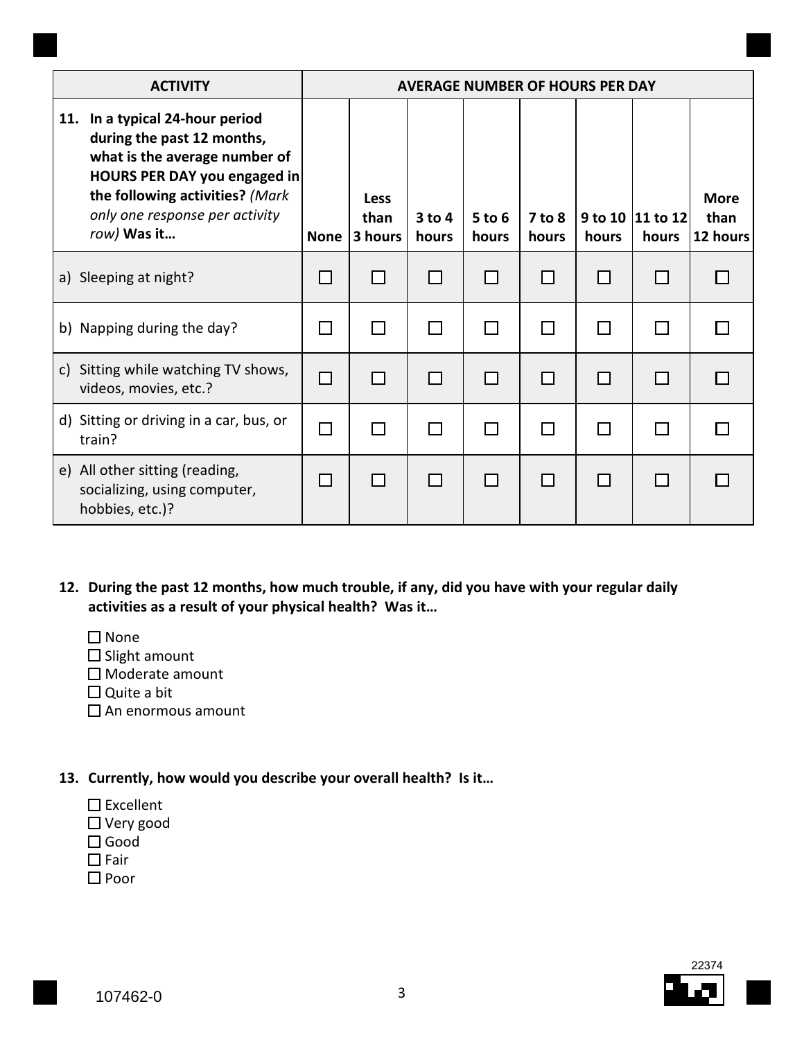| ACTIVITY | AVERAGE NUMBER OF HOURS PER DAY | | | | | | | |
|---|---|---|---|---|---|---|---|---|
| **11. In a typical 24-hour period during the past 12 months, what is the average number of HOURS PER DAY you engaged in the following activities?** *(Mark only one response per activity row)* **Was it…** | **None** | **Less than 3 hours** | **3 to 4 hours** | **5 to 6 hours** | **7 to 8 hours** | **9 to 10 hours** | **11 to 12 hours** | **More than 12 hours** |
| a) Sleeping at night? | ☐ | ☐ | ☐ | ☐ | ☐ | ☐ | ☐ | ☐ |
| b) Napping during the day? | ☐ | ☐ | ☐ | ☐ | ☐ | ☐ | ☐ | ☐ |
| c) Sitting while watching TV shows, videos, movies, etc.? | ☐ | ☐ | ☐ | ☐ | ☐ | ☐ | ☐ | ☐ |
| d) Sitting or driving in a car, bus, or train? | ☐ | ☐ | ☐ | ☐ | ☐ | ☐ | ☐ | ☐ |
| e) All other sitting (reading, socializing, using computer, hobbies, etc.)? | ☐ | ☐ | ☐ | ☐ | ☐ | ☐ | ☐ | ☐ |

**12. During the past 12 months, how much trouble, if any, did you have with your regular daily activities as a result of your physical health? Was it…**

☐ None
☐ Slight amount
☐ Moderate amount
☐ Quite a bit
☐ An enormous amount

**13. Currently, how would you describe your overall health? Is it…**

☐ Excellent
☐ Very good
☐ Good
☐ Fair
☐ Poor

22374

107462-0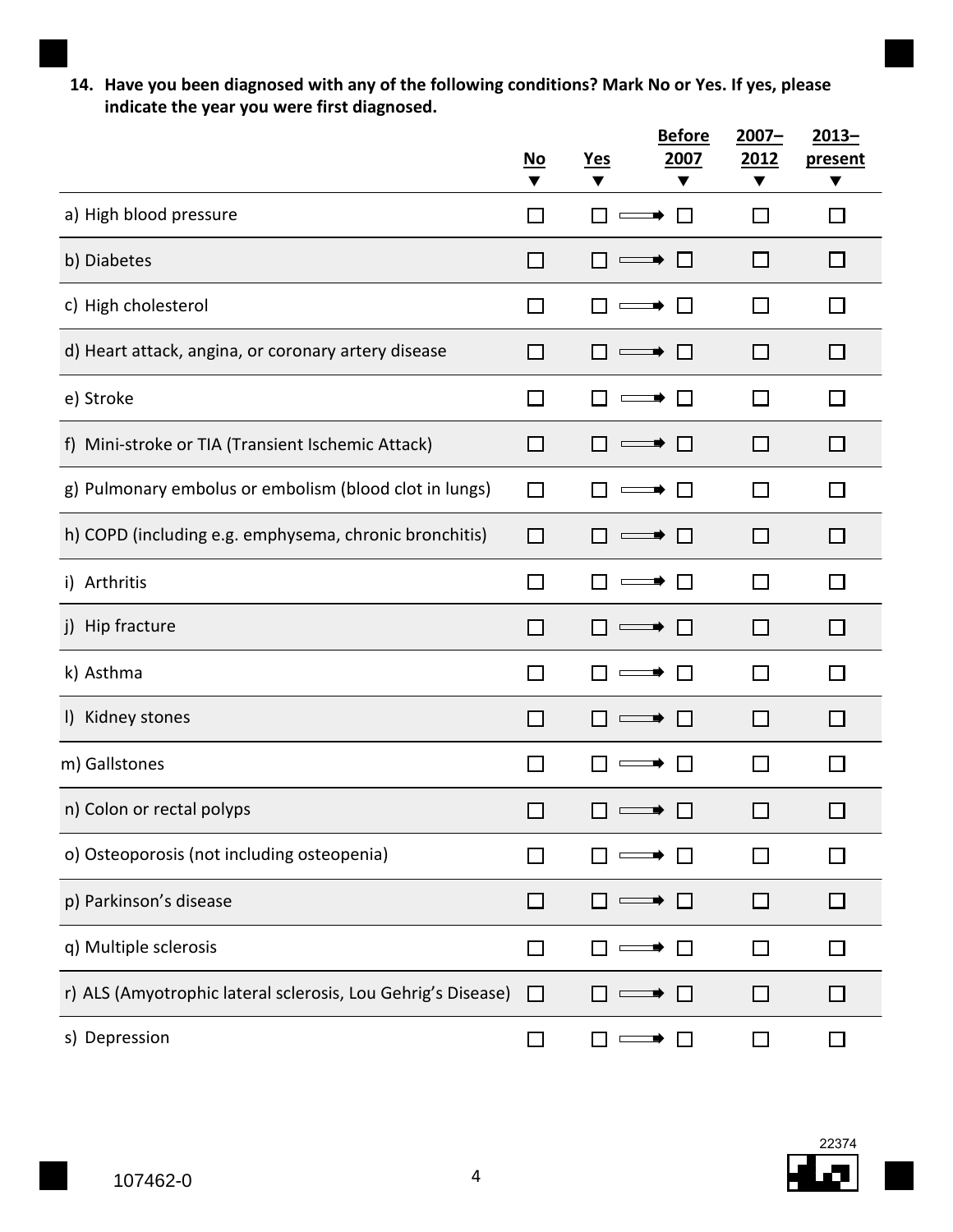**14. Have you been diagnosed with any of the following conditions? Mark No or Yes. If yes, please indicate the year you were first diagnosed.**

| | No | Yes | Before 2007 | 2007–2012 | 2013–present |
|---|---|---|---|---|---|
| a) High blood pressure | ☐ | ☐ → | ☐ | ☐ | ☐ |
| b) Diabetes | ☐ | ☐ → | ☐ | ☐ | ☐ |
| c) High cholesterol | ☐ | ☐ → | ☐ | ☐ | ☐ |
| d) Heart attack, angina, or coronary artery disease | ☐ | ☐ → | ☐ | ☐ | ☐ |
| e) Stroke | ☐ | ☐ → | ☐ | ☐ | ☐ |
| f) Mini-stroke or TIA (Transient Ischemic Attack) | ☐ | ☐ → | ☐ | ☐ | ☐ |
| g) Pulmonary embolus or embolism (blood clot in lungs) | ☐ | ☐ → | ☐ | ☐ | ☐ |
| h) COPD (including e.g. emphysema, chronic bronchitis) | ☐ | ☐ → | ☐ | ☐ | ☐ |
| i) Arthritis | ☐ | ☐ → | ☐ | ☐ | ☐ |
| j) Hip fracture | ☐ | ☐ → | ☐ | ☐ | ☐ |
| k) Asthma | ☐ | ☐ → | ☐ | ☐ | ☐ |
| l) Kidney stones | ☐ | ☐ → | ☐ | ☐ | ☐ |
| m) Gallstones | ☐ | ☐ → | ☐ | ☐ | ☐ |
| n) Colon or rectal polyps | ☐ | ☐ → | ☐ | ☐ | ☐ |
| o) Osteoporosis (not including osteopenia) | ☐ | ☐ → | ☐ | ☐ | ☐ |
| p) Parkinson's disease | ☐ | ☐ → | ☐ | ☐ | ☐ |
| q) Multiple sclerosis | ☐ | ☐ → | ☐ | ☐ | ☐ |
| r) ALS (Amyotrophic lateral sclerosis, Lou Gehrig's Disease) | ☐ | ☐ → | ☐ | ☐ | ☐ |
| s) Depression | ☐ | ☐ → | ☐ | ☐ | ☐ |

107462-0

22374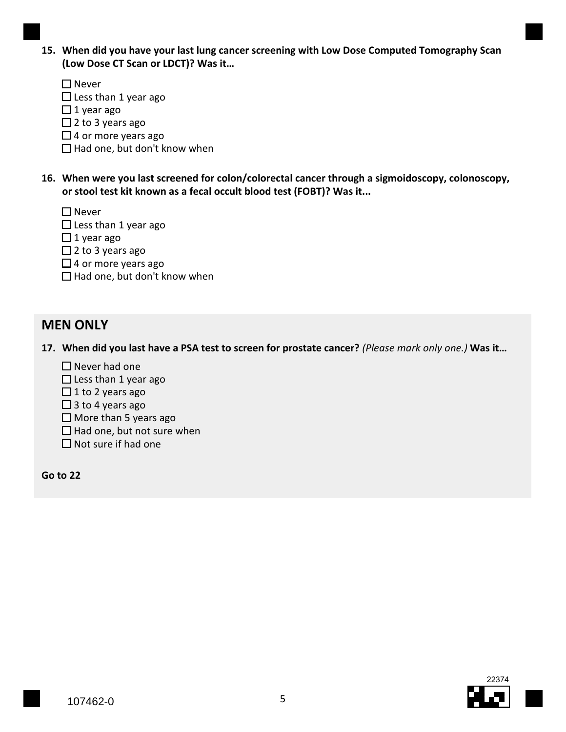**15. When did you have your last lung cancer screening with Low Dose Computed Tomography Scan (Low Dose CT Scan or LDCT)? Was it…**

- ☐ Never
- ☐ Less than 1 year ago
- ☐ 1 year ago
- ☐ 2 to 3 years ago
- ☐ 4 or more years ago
- ☐ Had one, but don't know when

**16. When were you last screened for colon/colorectal cancer through a sigmoidoscopy, colonoscopy, or stool test kit known as a fecal occult blood test (FOBT)? Was it...**

- ☐ Never
- ☐ Less than 1 year ago
- ☐ 1 year ago
- ☐ 2 to 3 years ago
- ☐ 4 or more years ago
- ☐ Had one, but don't know when

## MEN ONLY

**17. When did you last have a PSA test to screen for prostate cancer?** *(Please mark only one.)* **Was it…**

- ☐ Never had one
- ☐ Less than 1 year ago
- ☐ 1 to 2 years ago
- ☐ 3 to 4 years ago
- ☐ More than 5 years ago
- ☐ Had one, but not sure when
- ☐ Not sure if had one

**Go to 22**

107462-0

22374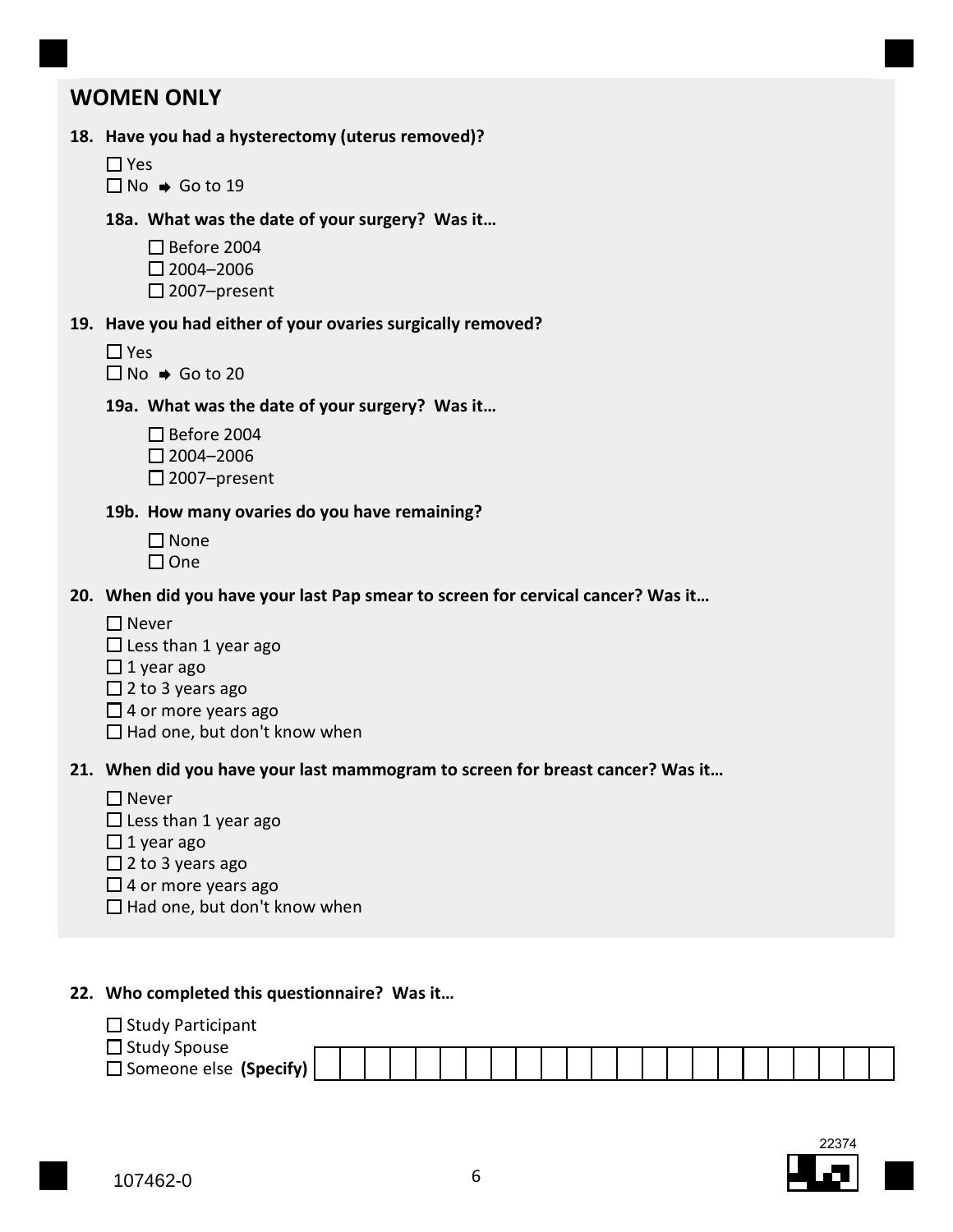## WOMEN ONLY

**18. Have you had a hysterectomy (uterus removed)?**

☐ Yes
☐ No ➡ Go to 19

**18a. What was the date of your surgery? Was it…**

☐ Before 2004
☐ 2004–2006
☐ 2007–present

**19. Have you had either of your ovaries surgically removed?**

☐ Yes
☐ No ➡ Go to 20

**19a. What was the date of your surgery? Was it…**

☐ Before 2004
☐ 2004–2006
☐ 2007–present

**19b. How many ovaries do you have remaining?**

☐ None
☐ One

**20. When did you have your last Pap smear to screen for cervical cancer? Was it…**

☐ Never
☐ Less than 1 year ago
☐ 1 year ago
☐ 2 to 3 years ago
☐ 4 or more years ago
☐ Had one, but don't know when

**21. When did you have your last mammogram to screen for breast cancer? Was it…**

☐ Never
☐ Less than 1 year ago
☐ 1 year ago
☐ 2 to 3 years ago
☐ 4 or more years ago
☐ Had one, but don't know when

**22. Who completed this questionnaire? Was it…**

☐ Study Participant
☐ Study Spouse
☐ Someone else **(Specify)** ______________________

107462-0

22374